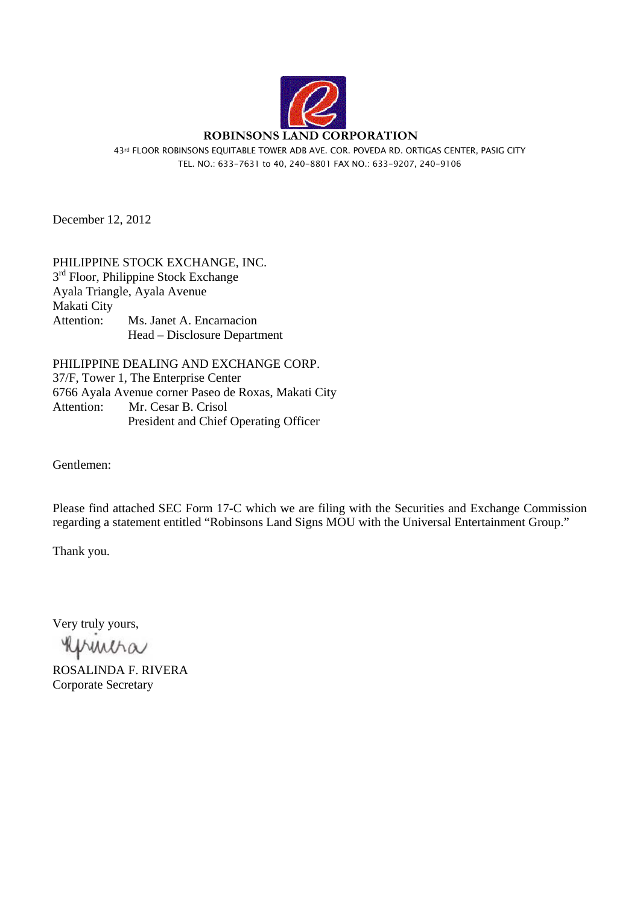**ROBINSONS LAND CORPORATION**

43rd FLOOR ROBINSONS EQUITABLE TOWER ADB AVE. COR. POVEDA RD. ORTIGAS CENTER, PASIG CITY
TEL. NO.: 633-7631 to 40, 240-8801 FAX NO.: 633-9207, 240-9106

December 12, 2012

PHILIPPINE STOCK EXCHANGE, INC.
3rd Floor, Philippine Stock Exchange
Ayala Triangle, Ayala Avenue
Makati City
Attention: Ms. Janet A. Encarnacion
Head – Disclosure Department

PHILIPPINE DEALING AND EXCHANGE CORP.
37/F, Tower 1, The Enterprise Center
6766 Ayala Avenue corner Paseo de Roxas, Makati City
Attention: Mr. Cesar B. Crisol
President and Chief Operating Officer

Gentlemen:

Please find attached SEC Form 17-C which we are filing with the Securities and Exchange Commission regarding a statement entitled "Robinsons Land Signs MOU with the Universal Entertainment Group."

Thank you.

Very truly yours,

ROSALINDA F. RIVERA
Corporate Secretary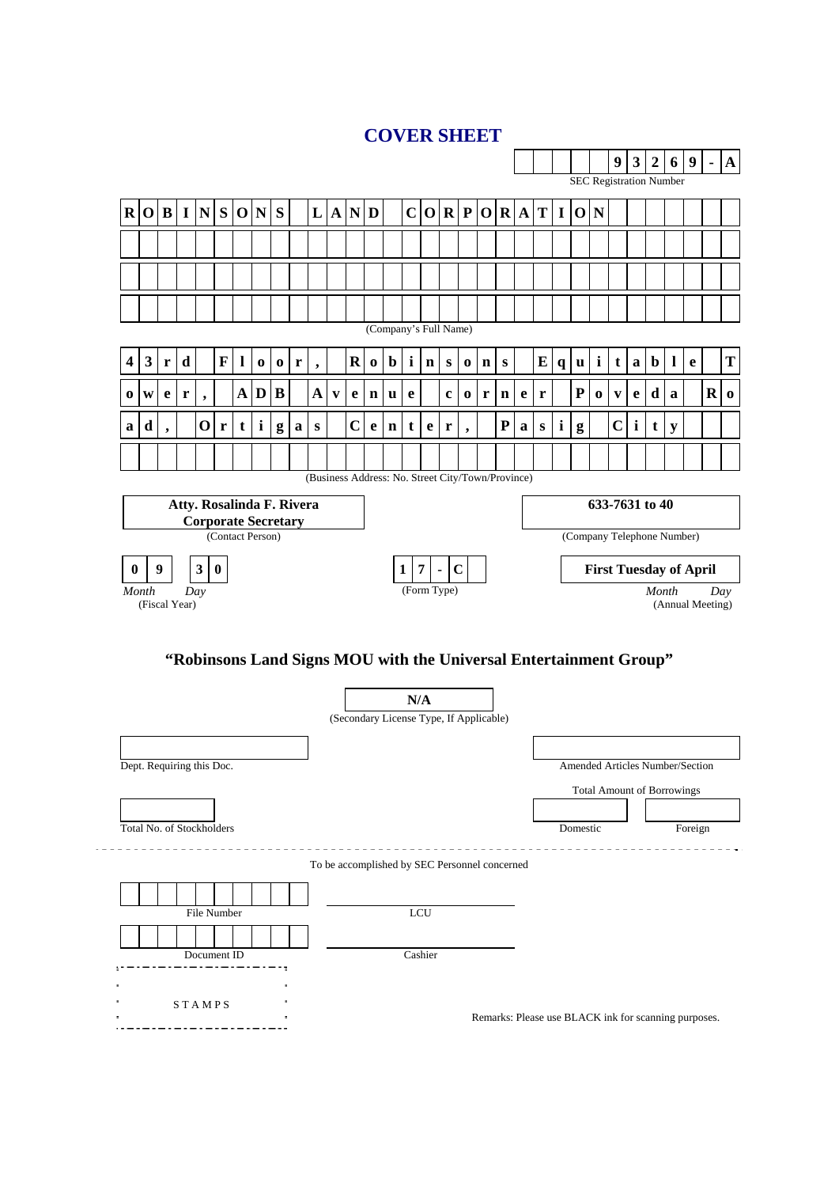# COVER SHEET

**9 3 2 6 9 - A**

SEC Registration Number

**ROBINSONS LAND CORPORATION**

(Company's Full Name)

**43rd Floor, Robinsons Equitable Tower, ADB Avenue corner Poveda Road, Ortigas Center, Pasig City**

(Business Address: No. Street City/Town/Province)

| **Atty. Rosalinda F. Rivera** **Corporate Secretary** | **633-7631 to 40** |
|---|---|
| (Contact Person) | (Company Telephone Number) |

| **0 9** **3 0** | **1 7 - C** | **First Tuesday of April** |
|---|---|---|
| *Month* *Day* (Fiscal Year) | (Form Type) | *Month* *Day* (Annual Meeting) |

## "Robinsons Land Signs MOU with the Universal Entertainment Group"

**N/A**

(Secondary License Type, If Applicable)

Dept. Requiring this Doc.

Amended Articles Number/Section

Total Amount of Borrowings

Total No. of Stockholders

Domestic | Foreign

To be accomplished by SEC Personnel concerned

File Number

LCU

Document ID

Cashier

STAMPS

Remarks: Please use BLACK ink for scanning purposes.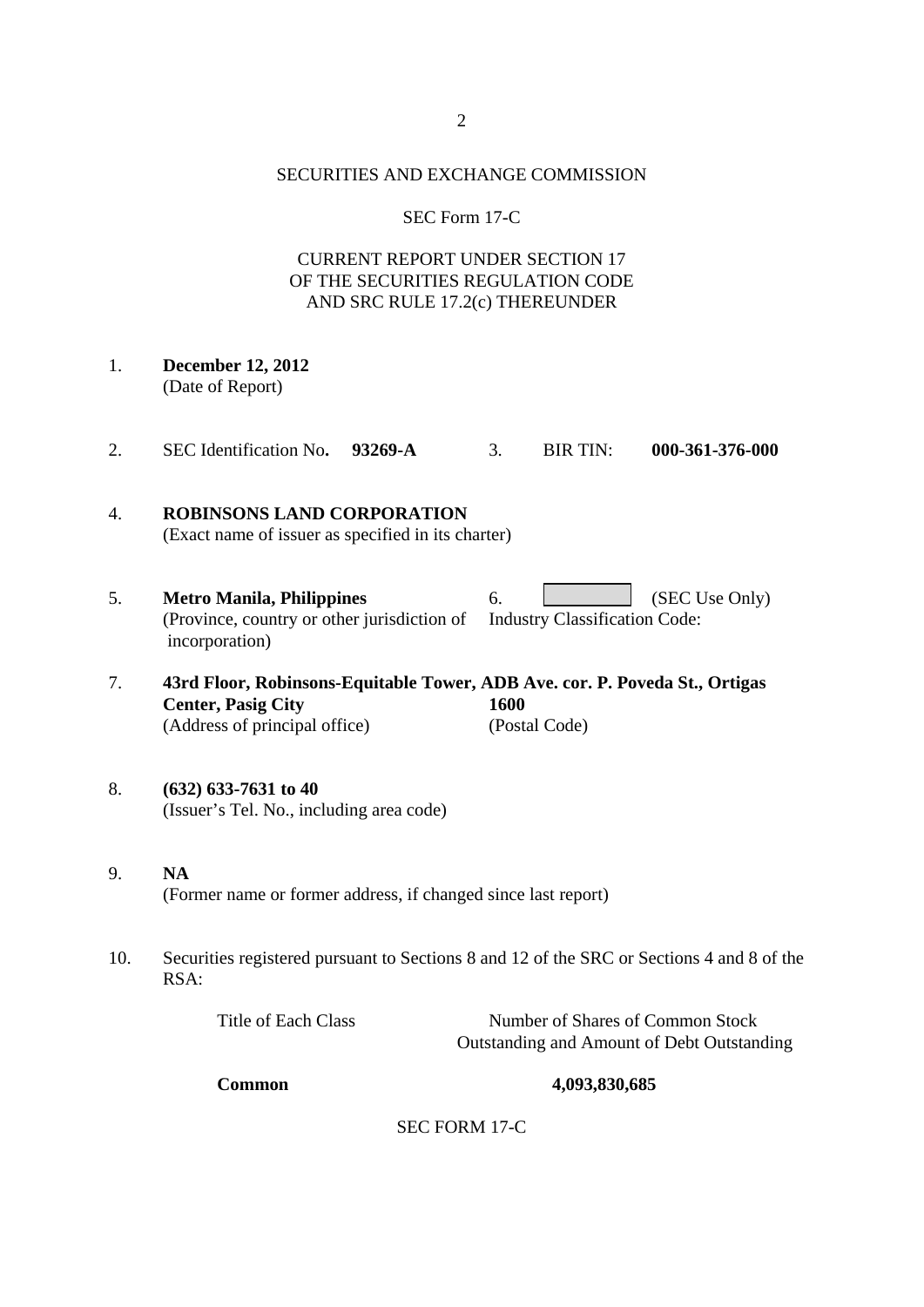SECURITIES AND EXCHANGE COMMISSION

SEC Form 17-C

CURRENT REPORT UNDER SECTION 17
OF THE SECURITIES REGULATION CODE
AND SRC RULE 17.2(c) THEREUNDER

1. **December 12, 2012**
   (Date of Report)

2. SEC Identification No**.** **93269-A**  3. BIR TIN: **000-361-376-000**

4. **ROBINSONS LAND CORPORATION**
   (Exact name of issuer as specified in its charter)

5. **Metro Manila, Philippines**
   (Province, country or other jurisdiction of incorporation)

6. ______ (SEC Use Only)
   Industry Classification Code:

7. **43rd Floor, Robinsons-Equitable Tower, ADB Ave. cor. P. Poveda St., Ortigas Center, Pasig City** **1600**
   (Address of principal office) (Postal Code)

8. **(632) 633-7631 to 40**
   (Issuer's Tel. No., including area code)

9. **NA**
   (Former name or former address, if changed since last report)

10. Securities registered pursuant to Sections 8 and 12 of the SRC or Sections 4 and 8 of the RSA:

| Title of Each Class | Number of Shares of Common Stock Outstanding and Amount of Debt Outstanding |
|---|---|
| **Common** | **4,093,830,685** |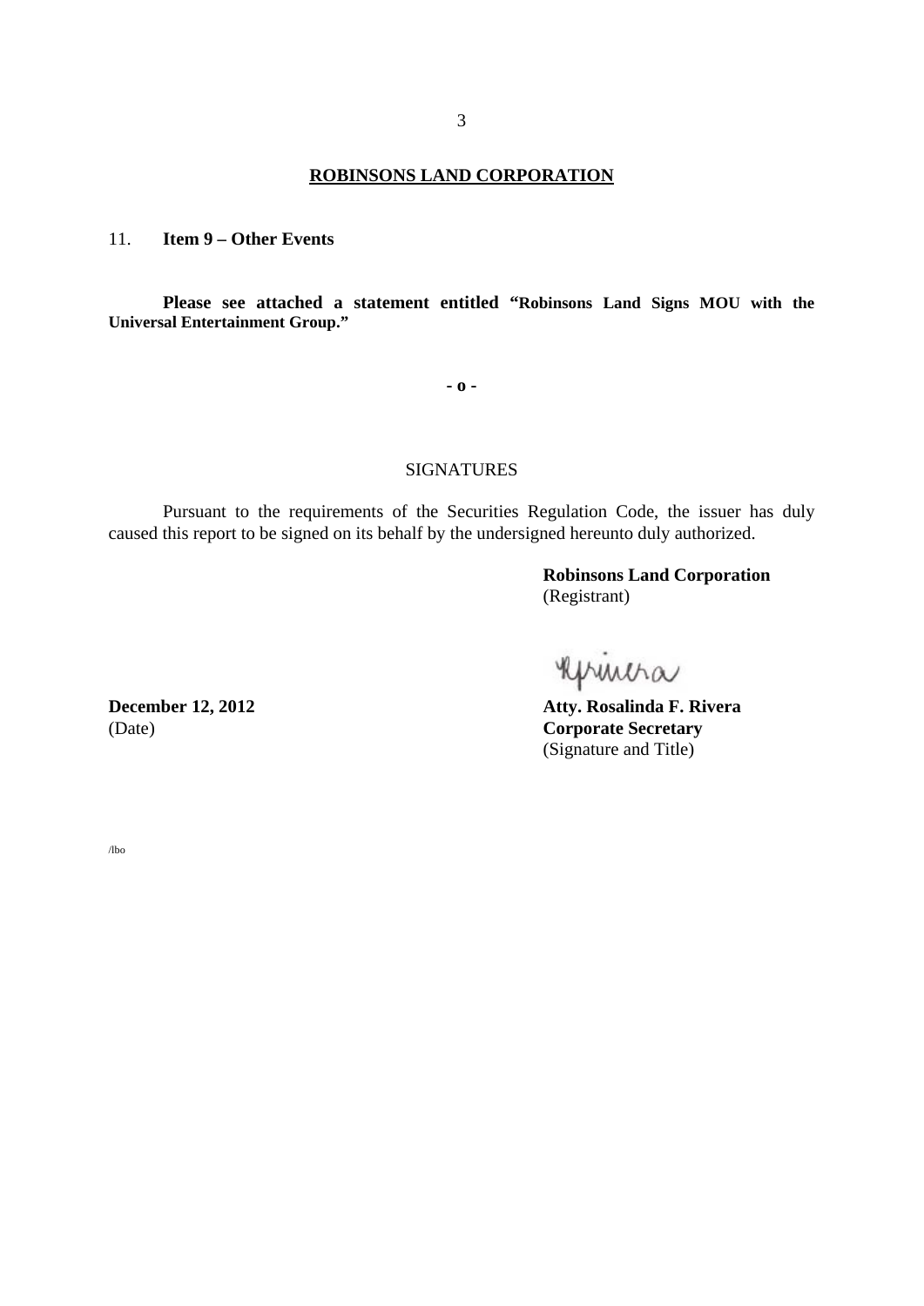**ROBINSONS LAND CORPORATION**

11. **Item 9 – Other Events**

**Please see attached a statement entitled "Robinsons Land Signs MOU with the Universal Entertainment Group."**

**- o -**

SIGNATURES

Pursuant to the requirements of the Securities Regulation Code, the issuer has duly caused this report to be signed on its behalf by the undersigned hereunto duly authorized.

**Robinsons Land Corporation**
(Registrant)

**December 12, 2012**
(Date)

**Atty. Rosalinda F. Rivera**
**Corporate Secretary**
(Signature and Title)

/lbo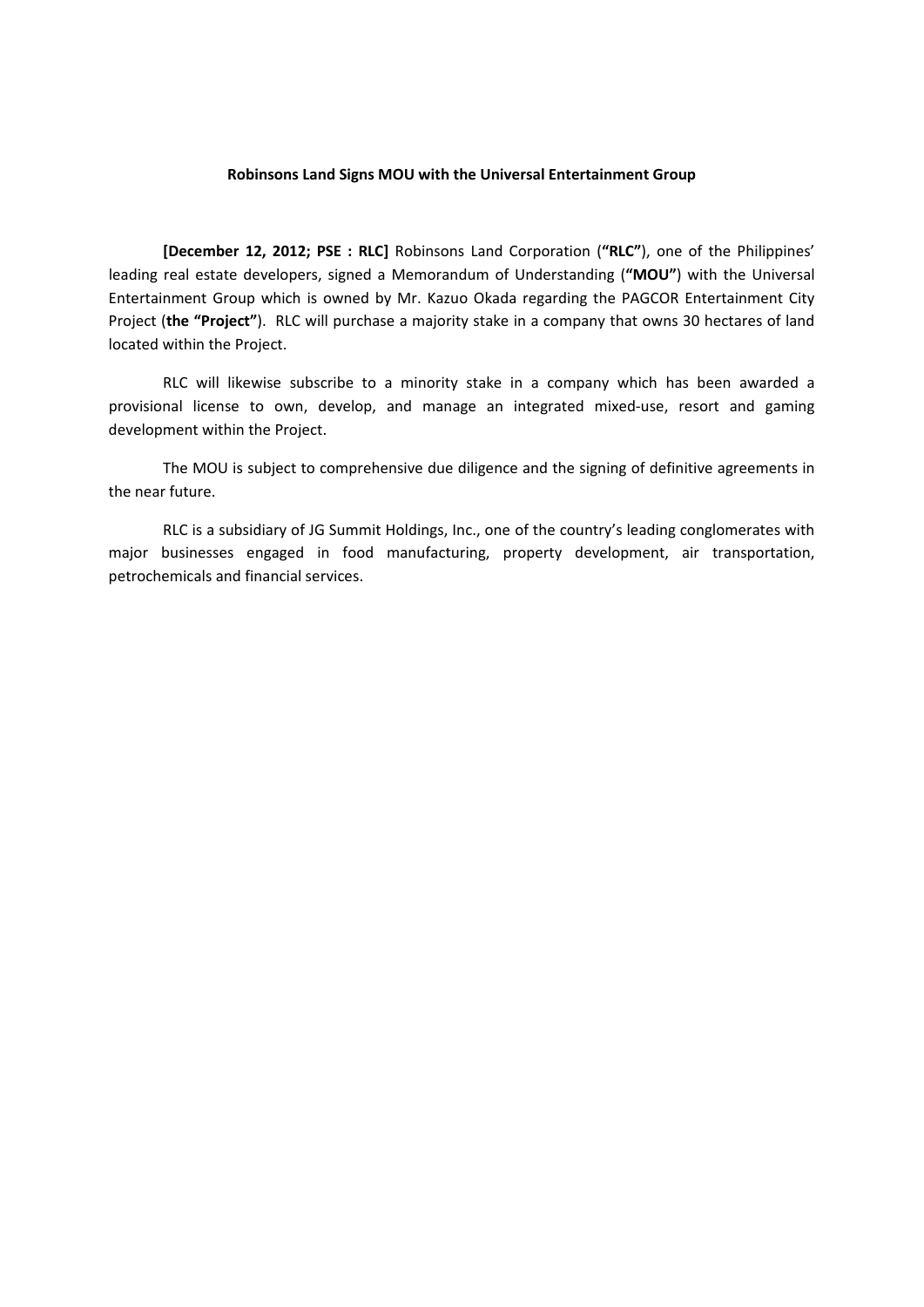**Robinsons Land Signs MOU with the Universal Entertainment Group**

**[December 12, 2012; PSE : RLC]** Robinsons Land Corporation (**"RLC"**), one of the Philippines' leading real estate developers, signed a Memorandum of Understanding (**"MOU"**) with the Universal Entertainment Group which is owned by Mr. Kazuo Okada regarding the PAGCOR Entertainment City Project (**the "Project"**). RLC will purchase a majority stake in a company that owns 30 hectares of land located within the Project.

RLC will likewise subscribe to a minority stake in a company which has been awarded a provisional license to own, develop, and manage an integrated mixed-use, resort and gaming development within the Project.

The MOU is subject to comprehensive due diligence and the signing of definitive agreements in the near future.

RLC is a subsidiary of JG Summit Holdings, Inc., one of the country's leading conglomerates with major businesses engaged in food manufacturing, property development, air transportation, petrochemicals and financial services.